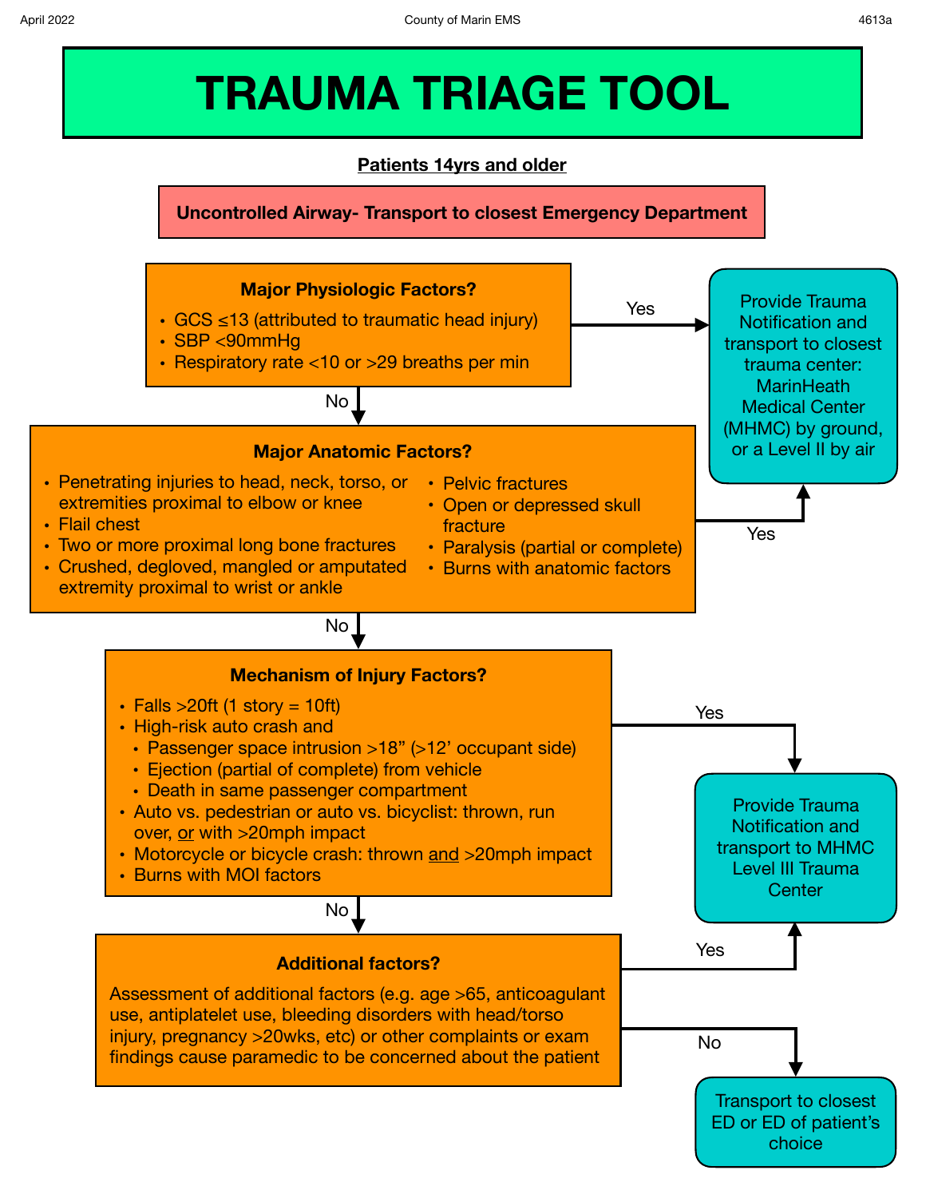# TRAUMA TRIAGE TOOL

**Patients 14yrs and older**

**Uncontrolled Airway- Transport to closest Emergency Department**

### Major Physiologic Factors?

- GCS ≤13 (attributed to traumatic head injury)
- SBP <90mmHg
- Respiratory rate <10 or >29 breaths per min

**Yes** → Provide Trauma Notification and transport to closest trauma center: MarinHeath Medical Center (MHMC) by ground, or a Level II by air

**No** ↓

### Major Anatomic Factors?

- Penetrating injuries to head, neck, torso, or extremities proximal to elbow or knee
- Flail chest
- Two or more proximal long bone fractures
- Crushed, degloved, mangled or amputated extremity proximal to wrist or ankle
- Pelvic fractures
- Open or depressed skull fracture
- Paralysis (partial or complete)
- Burns with anatomic factors

**Yes** → Provide Trauma Notification and transport to closest trauma center: MarinHeath Medical Center (MHMC) by ground, or a Level II by air

**No** ↓

### Mechanism of Injury Factors?

- Falls >20ft (1 story = 10ft)
- High-risk auto crash and
  - Passenger space intrusion >18" (>12' occupant side)
  - Ejection (partial of complete) from vehicle
  - Death in same passenger compartment
- Auto vs. pedestrian or auto vs. bicyclist: thrown, run over, <u>or</u> with >20mph impact
- Motorcycle or bicycle crash: thrown <u>and</u> >20mph impact
- Burns with MOI factors

**Yes** → Provide Trauma Notification and transport to MHMC Level III Trauma Center

**No** ↓

### Additional factors?

Assessment of additional factors (e.g. age >65, anticoagulant use, antiplatelet use, bleeding disorders with head/torso injury, pregnancy >20wks, etc) or other complaints or exam findings cause paramedic to be concerned about the patient

**Yes** → Provide Trauma Notification and transport to MHMC Level III Trauma Center

**No** → Transport to closest ED or ED of patient's choice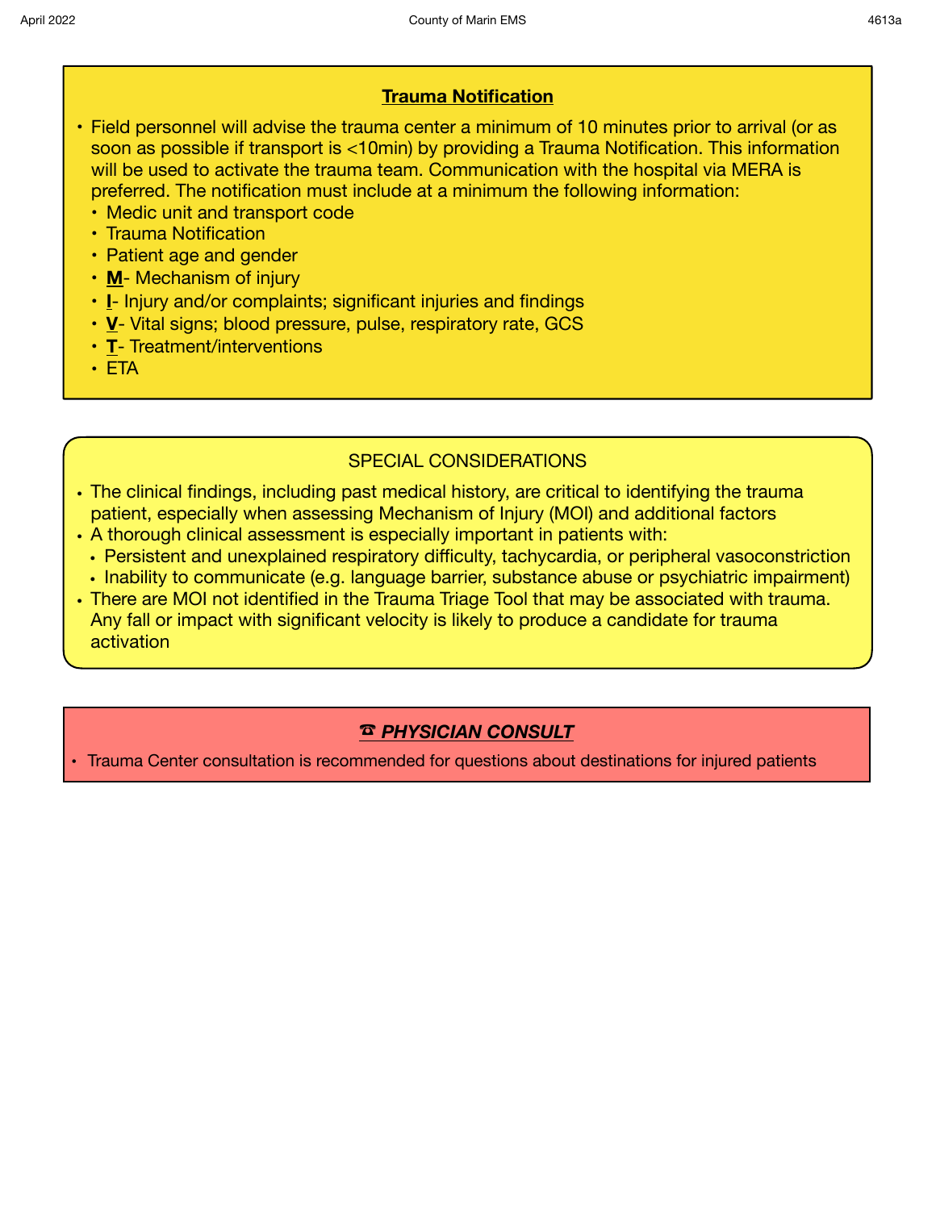## Trauma Notification

- Field personnel will advise the trauma center a minimum of 10 minutes prior to arrival (or as soon as possible if transport is <10min) by providing a Trauma Notification. This information will be used to activate the trauma team. Communication with the hospital via MERA is preferred. The notification must include at a minimum the following information:
  - Medic unit and transport code
  - Trauma Notification
  - Patient age and gender
  - **M**- Mechanism of injury
  - **I**- Injury and/or complaints; significant injuries and findings
  - **V**- Vital signs; blood pressure, pulse, respiratory rate, GCS
  - **T**- Treatment/interventions
  - ETA

## SPECIAL CONSIDERATIONS

- The clinical findings, including past medical history, are critical to identifying the trauma patient, especially when assessing Mechanism of Injury (MOI) and additional factors
- A thorough clinical assessment is especially important in patients with:
  - Persistent and unexplained respiratory difficulty, tachycardia, or peripheral vasoconstriction
  - Inability to communicate (e.g. language barrier, substance abuse or psychiatric impairment)
- There are MOI not identified in the Trauma Triage Tool that may be associated with trauma. Any fall or impact with significant velocity is likely to produce a candidate for trauma activation

## ☎ ***PHYSICIAN CONSULT***

- Trauma Center consultation is recommended for questions about destinations for injured patients